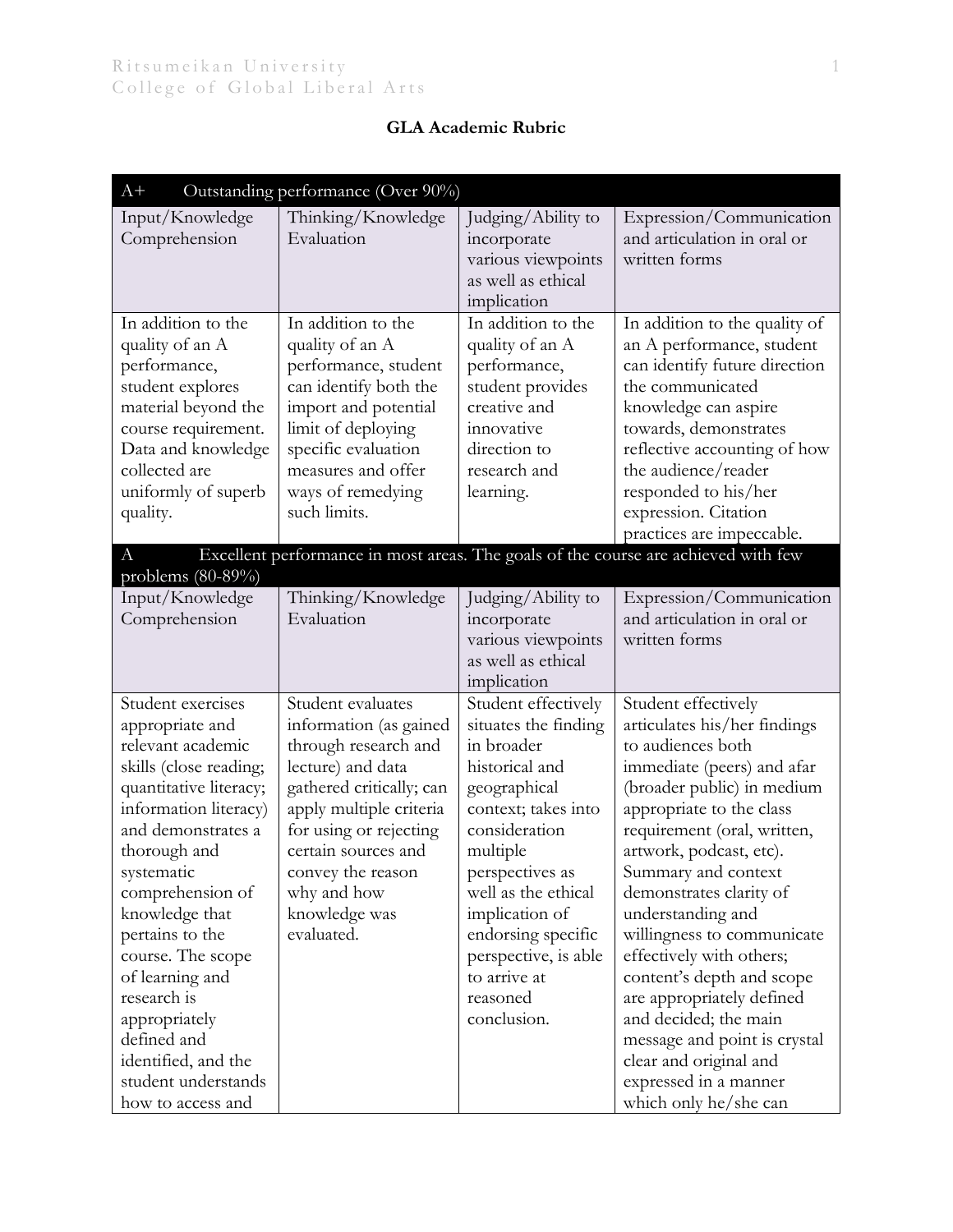# GLA Academic Rubric

| A+ Outstanding performance (Over 90%) | | | |
|---|---|---|---|
| Input/Knowledge Comprehension | Thinking/Knowledge Evaluation | Judging/Ability to incorporate various viewpoints as well as ethical implication | Expression/Communication and articulation in oral or written forms |
| In addition to the quality of an A performance, student explores material beyond the course requirement. Data and knowledge collected are uniformly of superb quality. | In addition to the quality of an A performance, student can identify both the import and potential limit of deploying specific evaluation measures and offer ways of remedying such limits. | In addition to the quality of an A performance, student provides creative and innovative direction to research and learning. | In addition to the quality of an A performance, student can identify future direction the communicated knowledge can aspire towards, demonstrates reflective accounting of how the audience/reader responded to his/her expression. Citation practices are impeccable. |
| **A Excellent performance in most areas. The goals of the course are achieved with few problems (80-89%)** | | | |
| Input/Knowledge Comprehension | Thinking/Knowledge Evaluation | Judging/Ability to incorporate various viewpoints as well as ethical implication | Expression/Communication and articulation in oral or written forms |
| Student exercises appropriate and relevant academic skills (close reading; quantitative literacy; information literacy) and demonstrates a thorough and systematic comprehension of knowledge that pertains to the course. The scope of learning and research is appropriately defined and identified, and the student understands how to access and | Student evaluates information (as gained through research and lecture) and data gathered critically; can apply multiple criteria for using or rejecting certain sources and convey the reason why and how knowledge was evaluated. | Student effectively situates the finding in broader historical and geographical context; takes into consideration multiple perspectives as well as the ethical implication of endorsing specific perspective, is able to arrive at reasoned conclusion. | Student effectively articulates his/her findings to audiences both immediate (peers) and afar (broader public) in medium appropriate to the class requirement (oral, written, artwork, podcast, etc). Summary and context demonstrates clarity of understanding and willingness to communicate effectively with others; content's depth and scope are appropriately defined and decided; the main message and point is crystal clear and original and expressed in a manner which only he/she can |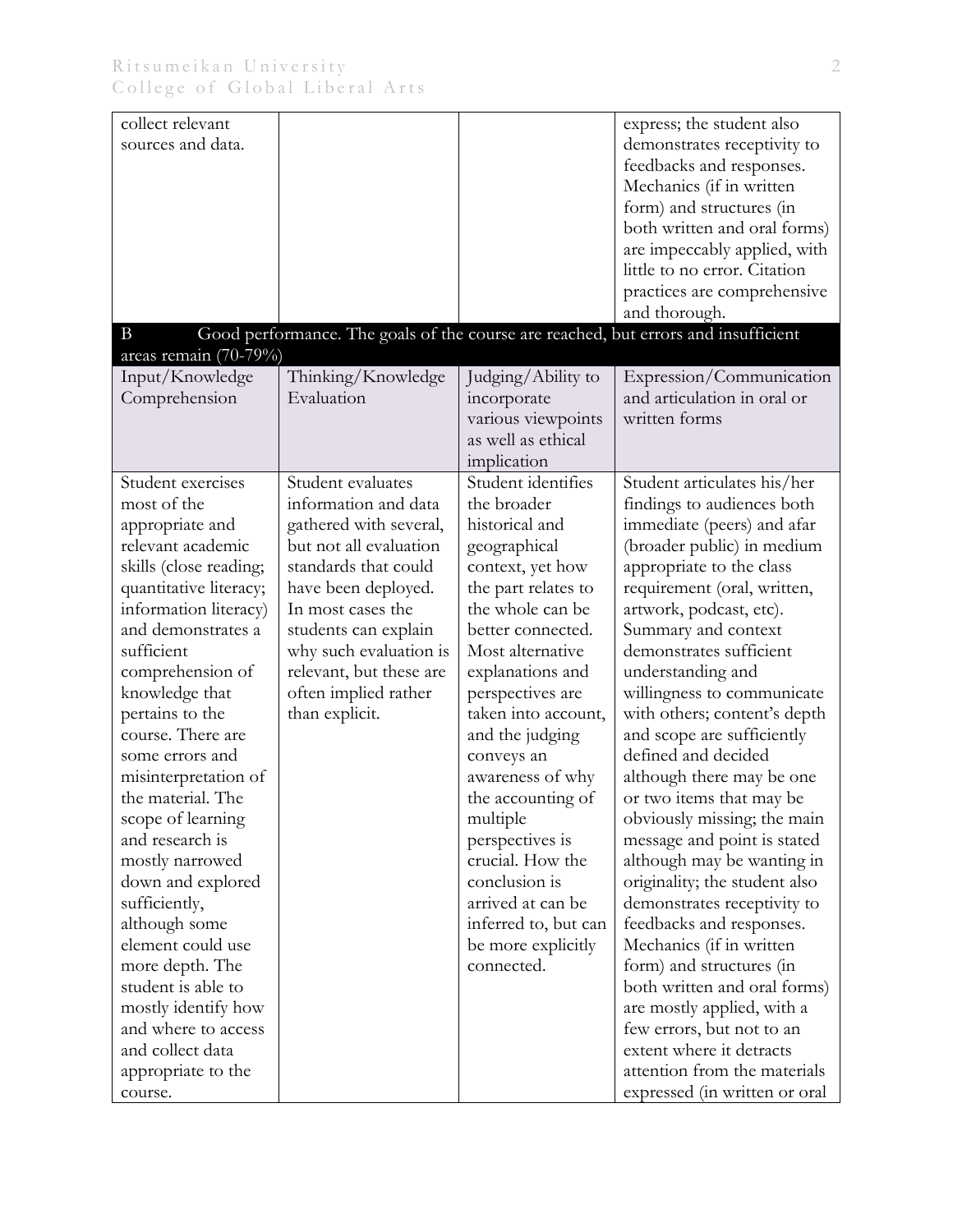| | | | |
|---|---|---|---|
| collect relevant sources and data. | | | express; the student also demonstrates receptivity to feedbacks and responses. Mechanics (if in written form) and structures (in both written and oral forms) are impeccably applied, with little to no error. Citation practices are comprehensive and thorough. |
| B Good performance. The goals of the course are reached, but errors and insufficient areas remain (70-79%) | | | |
| Input/Knowledge Comprehension | Thinking/Knowledge Evaluation | Judging/Ability to incorporate various viewpoints as well as ethical implication | Expression/Communication and articulation in oral or written forms |
| Student exercises most of the appropriate and relevant academic skills (close reading; quantitative literacy; information literacy) and demonstrates a sufficient comprehension of knowledge that pertains to the course. There are some errors and misinterpretation of the material. The scope of learning and research is mostly narrowed down and explored sufficiently, although some element could use more depth. The student is able to mostly identify how and where to access and collect data appropriate to the course. | Student evaluates information and data gathered with several, but not all evaluation standards that could have been deployed. In most cases the students can explain why such evaluation is relevant, but these are often implied rather than explicit. | Student identifies the broader historical and geographical context, yet how the part relates to the whole can be better connected. Most alternative explanations and perspectives are taken into account, and the judging conveys an awareness of why the accounting of multiple perspectives is crucial. How the conclusion is arrived at can be inferred to, but can be more explicitly connected. | Student articulates his/her findings to audiences both immediate (peers) and afar (broader public) in medium appropriate to the class requirement (oral, written, artwork, podcast, etc). Summary and context demonstrates sufficient understanding and willingness to communicate with others; content's depth and scope are sufficiently defined and decided although there may be one or two items that may be obviously missing; the main message and point is stated although may be wanting in originality; the student also demonstrates receptivity to feedbacks and responses. Mechanics (if in written form) and structures (in both written and oral forms) are mostly applied, with a few errors, but not to an extent where it detracts attention from the materials expressed (in written or oral |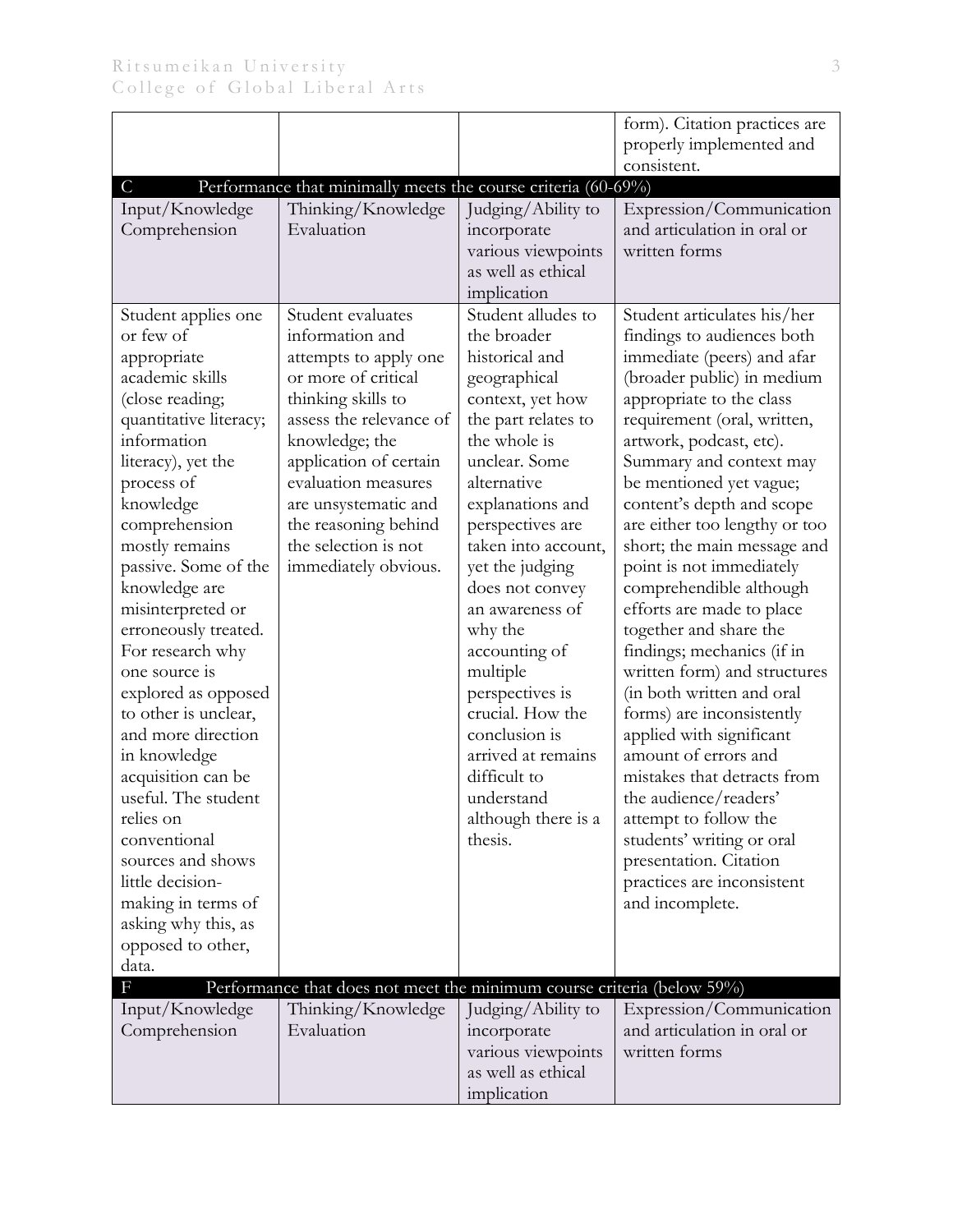| | | | |
|---|---|---|---|
| | | | form). Citation practices are properly implemented and consistent. |
| C | Performance that minimally meets the course criteria (60-69%) | | |
| Input/Knowledge Comprehension | Thinking/Knowledge Evaluation | Judging/Ability to incorporate various viewpoints as well as ethical implication | Expression/Communication and articulation in oral or written forms |
| Student applies one or few of appropriate academic skills (close reading; quantitative literacy; information literacy), yet the process of knowledge comprehension mostly remains passive. Some of the knowledge are misinterpreted or erroneously treated. For research why one source is explored as opposed to other is unclear, and more direction in knowledge acquisition can be useful. The student relies on conventional sources and shows little decision-making in terms of asking why this, as opposed to other, data. | Student evaluates information and attempts to apply one or more of critical thinking skills to assess the relevance of knowledge; the application of certain evaluation measures are unsystematic and the reasoning behind the selection is not immediately obvious. | Student alludes to the broader historical and geographical context, yet how the part relates to the whole is unclear. Some alternative explanations and perspectives are taken into account, yet the judging does not convey an awareness of why the accounting of multiple perspectives is crucial. How the conclusion is arrived at remains difficult to understand although there is a thesis. | Student articulates his/her findings to audiences both immediate (peers) and afar (broader public) in medium appropriate to the class requirement (oral, written, artwork, podcast, etc). Summary and context may be mentioned yet vague; content's depth and scope are either too lengthy or too short; the main message and point is not immediately comprehendible although efforts are made to place together and share the findings; mechanics (if in written form) and structures (in both written and oral forms) are inconsistently applied with significant amount of errors and mistakes that detracts from the audience/readers' attempt to follow the students' writing or oral presentation. Citation practices are inconsistent and incomplete. |
| F | Performance that does not meet the minimum course criteria (below 59%) | | |
| Input/Knowledge Comprehension | Thinking/Knowledge Evaluation | Judging/Ability to incorporate various viewpoints as well as ethical implication | Expression/Communication and articulation in oral or written forms |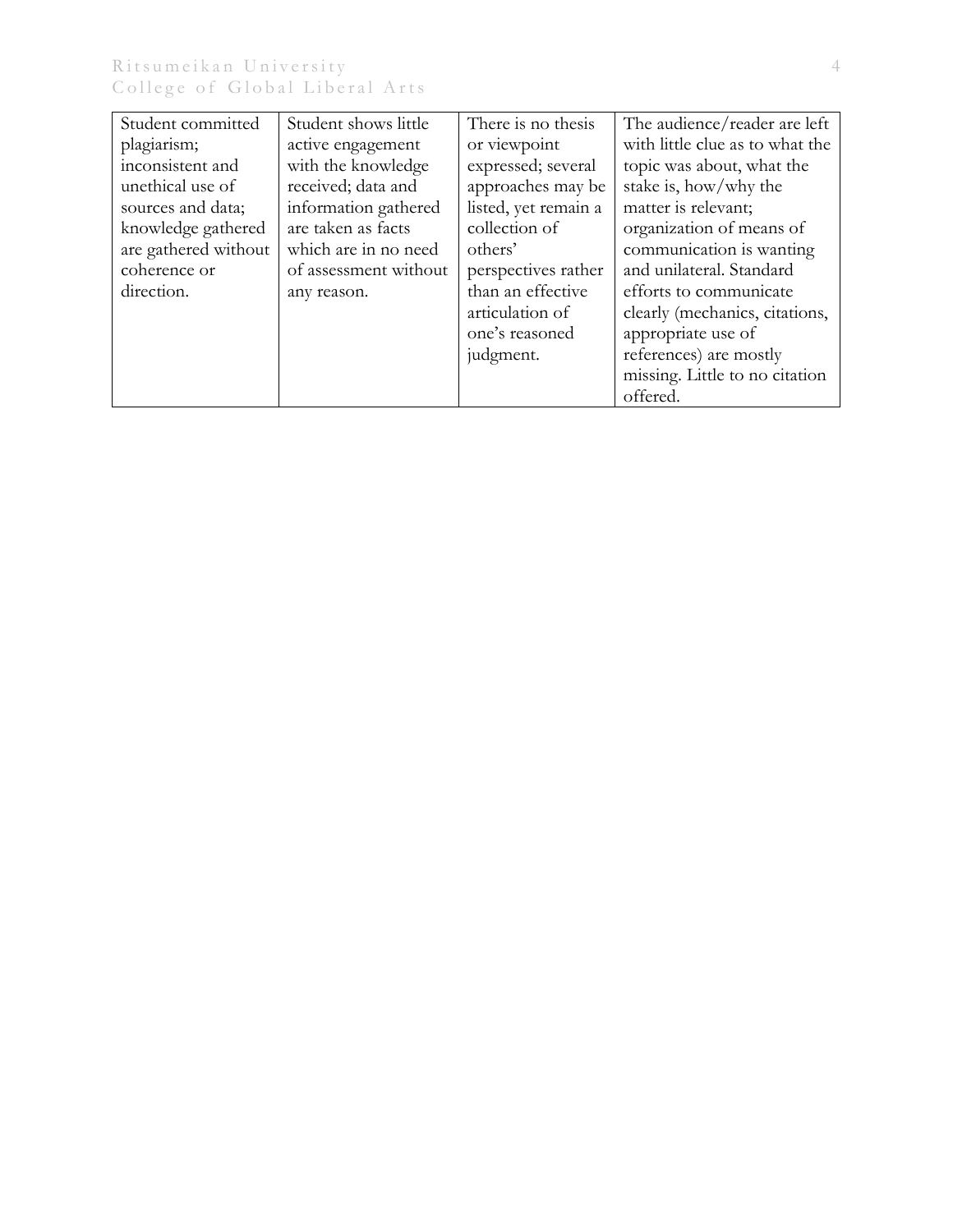| | | | |
|---|---|---|---|
| Student committed plagiarism; inconsistent and unethical use of sources and data; knowledge gathered are gathered without coherence or direction. | Student shows little active engagement with the knowledge received; data and information gathered are taken as facts which are in no need of assessment without any reason. | There is no thesis or viewpoint expressed; several approaches may be listed, yet remain a collection of others' perspectives rather than an effective articulation of one's reasoned judgment. | The audience/reader are left with little clue as to what the topic was about, what the stake is, how/why the matter is relevant; organization of means of communication is wanting and unilateral. Standard efforts to communicate clearly (mechanics, citations, appropriate use of references) are mostly missing. Little to no citation offered. |